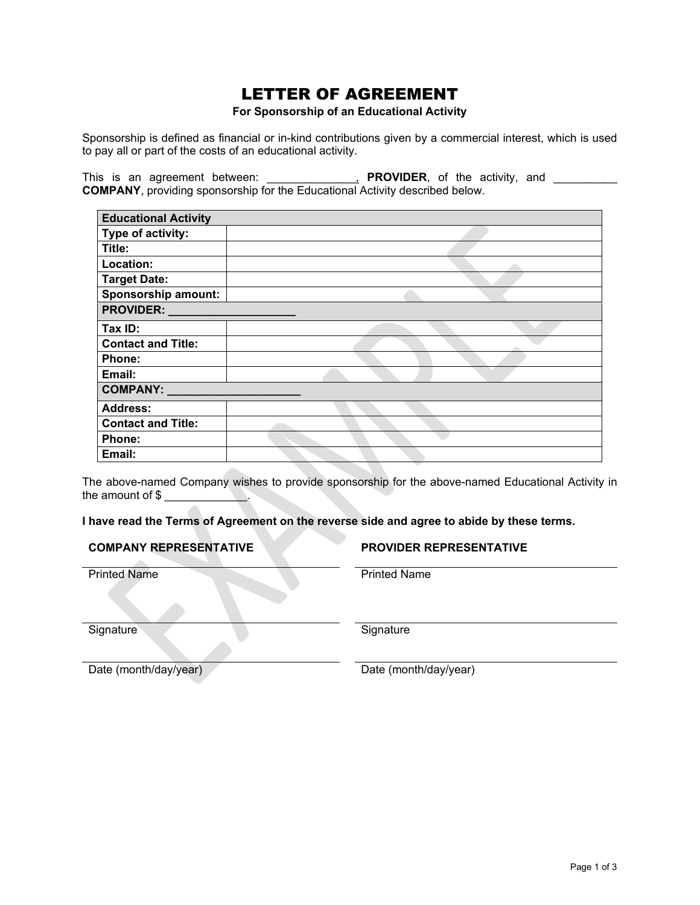# LETTER OF AGREEMENT

**For Sponsorship of an Educational Activity**

Sponsorship is defined as financial or in-kind contributions given by a commercial interest, which is used to pay all or part of the costs of an educational activity.

This is an agreement between: ______________, **PROVIDER**, of the activity, and __________ **COMPANY**, providing sponsorship for the Educational Activity described below.

| **Educational Activity** | |
|---|---|
| **Type of activity:** | |
| **Title:** | |
| **Location:** | |
| **Target Date:** | |
| **Sponsorship amount:** | |
| **PROVIDER: ____________________** | |
| **Tax ID:** | |
| **Contact and Title:** | |
| **Phone:** | |
| **Email:** | |
| **COMPANY: _____________________** | |
| **Address:** | |
| **Contact and Title:** | |
| **Phone:** | |
| **Email:** | |

The above-named Company wishes to provide sponsorship for the above-named Educational Activity in the amount of $ _____________.

**I have read the Terms of Agreement on the reverse side and agree to abide by these terms.**

**COMPANY REPRESENTATIVE**

Printed Name

Signature

Date (month/day/year)

**PROVIDER REPRESENTATIVE**

Printed Name

Signature

Date (month/day/year)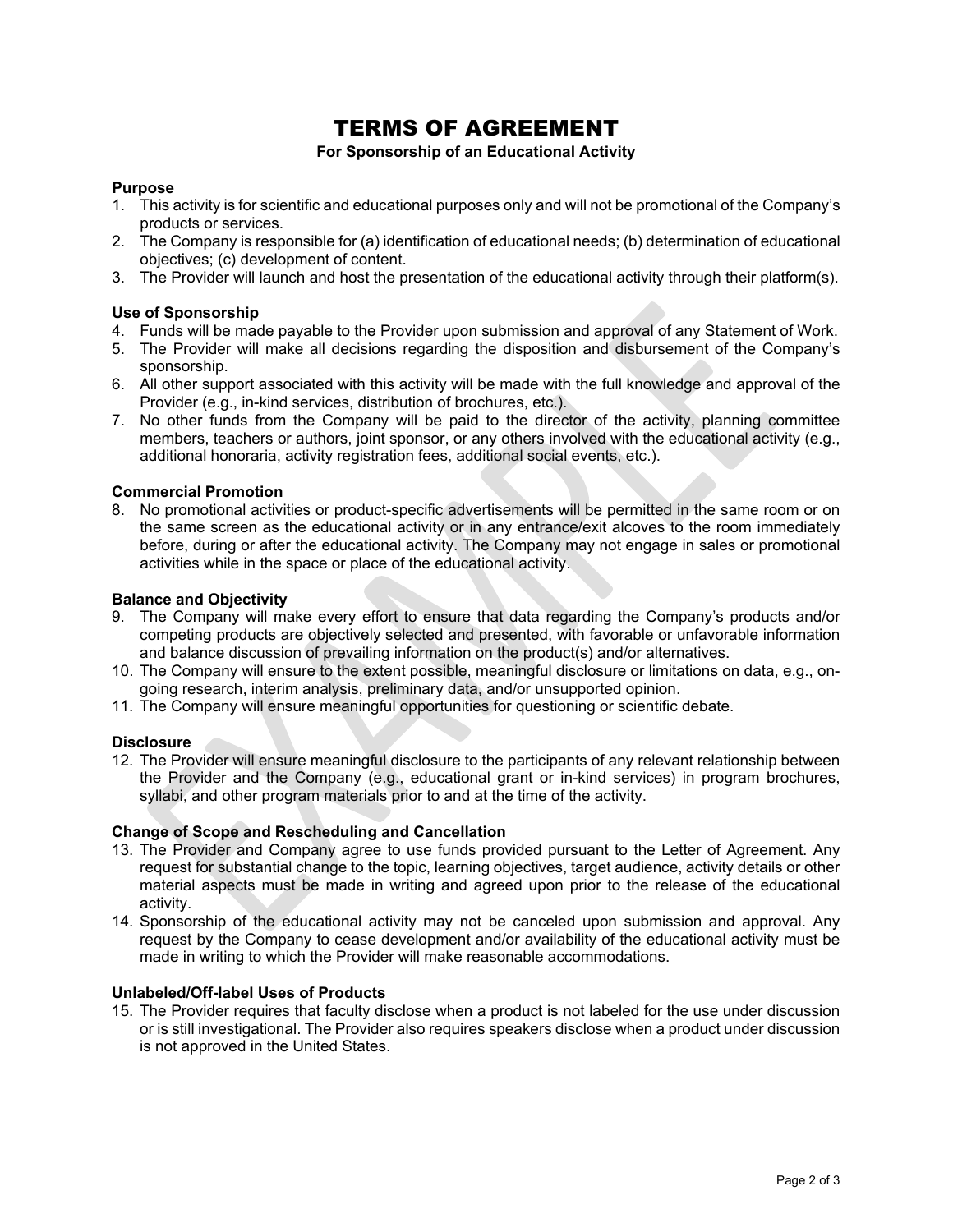# TERMS OF AGREEMENT

**For Sponsorship of an Educational Activity**

### Purpose

1. This activity is for scientific and educational purposes only and will not be promotional of the Company's products or services.
2. The Company is responsible for (a) identification of educational needs; (b) determination of educational objectives; (c) development of content.
3. The Provider will launch and host the presentation of the educational activity through their platform(s).

### Use of Sponsorship

4. Funds will be made payable to the Provider upon submission and approval of any Statement of Work.
5. The Provider will make all decisions regarding the disposition and disbursement of the Company's sponsorship.
6. All other support associated with this activity will be made with the full knowledge and approval of the Provider (e.g., in-kind services, distribution of brochures, etc.).
7. No other funds from the Company will be paid to the director of the activity, planning committee members, teachers or authors, joint sponsor, or any others involved with the educational activity (e.g., additional honoraria, activity registration fees, additional social events, etc.).

### Commercial Promotion

8. No promotional activities or product-specific advertisements will be permitted in the same room or on the same screen as the educational activity or in any entrance/exit alcoves to the room immediately before, during or after the educational activity. The Company may not engage in sales or promotional activities while in the space or place of the educational activity.

### Balance and Objectivity

9. The Company will make every effort to ensure that data regarding the Company's products and/or competing products are objectively selected and presented, with favorable or unfavorable information and balance discussion of prevailing information on the product(s) and/or alternatives.
10. The Company will ensure to the extent possible, meaningful disclosure or limitations on data, e.g., on-going research, interim analysis, preliminary data, and/or unsupported opinion.
11. The Company will ensure meaningful opportunities for questioning or scientific debate.

### Disclosure

12. The Provider will ensure meaningful disclosure to the participants of any relevant relationship between the Provider and the Company (e.g., educational grant or in-kind services) in program brochures, syllabi, and other program materials prior to and at the time of the activity.

### Change of Scope and Rescheduling and Cancellation

13. The Provider and Company agree to use funds provided pursuant to the Letter of Agreement. Any request for substantial change to the topic, learning objectives, target audience, activity details or other material aspects must be made in writing and agreed upon prior to the release of the educational activity.
14. Sponsorship of the educational activity may not be canceled upon submission and approval. Any request by the Company to cease development and/or availability of the educational activity must be made in writing to which the Provider will make reasonable accommodations.

### Unlabeled/Off-label Uses of Products

15. The Provider requires that faculty disclose when a product is not labeled for the use under discussion or is still investigational. The Provider also requires speakers disclose when a product under discussion is not approved in the United States.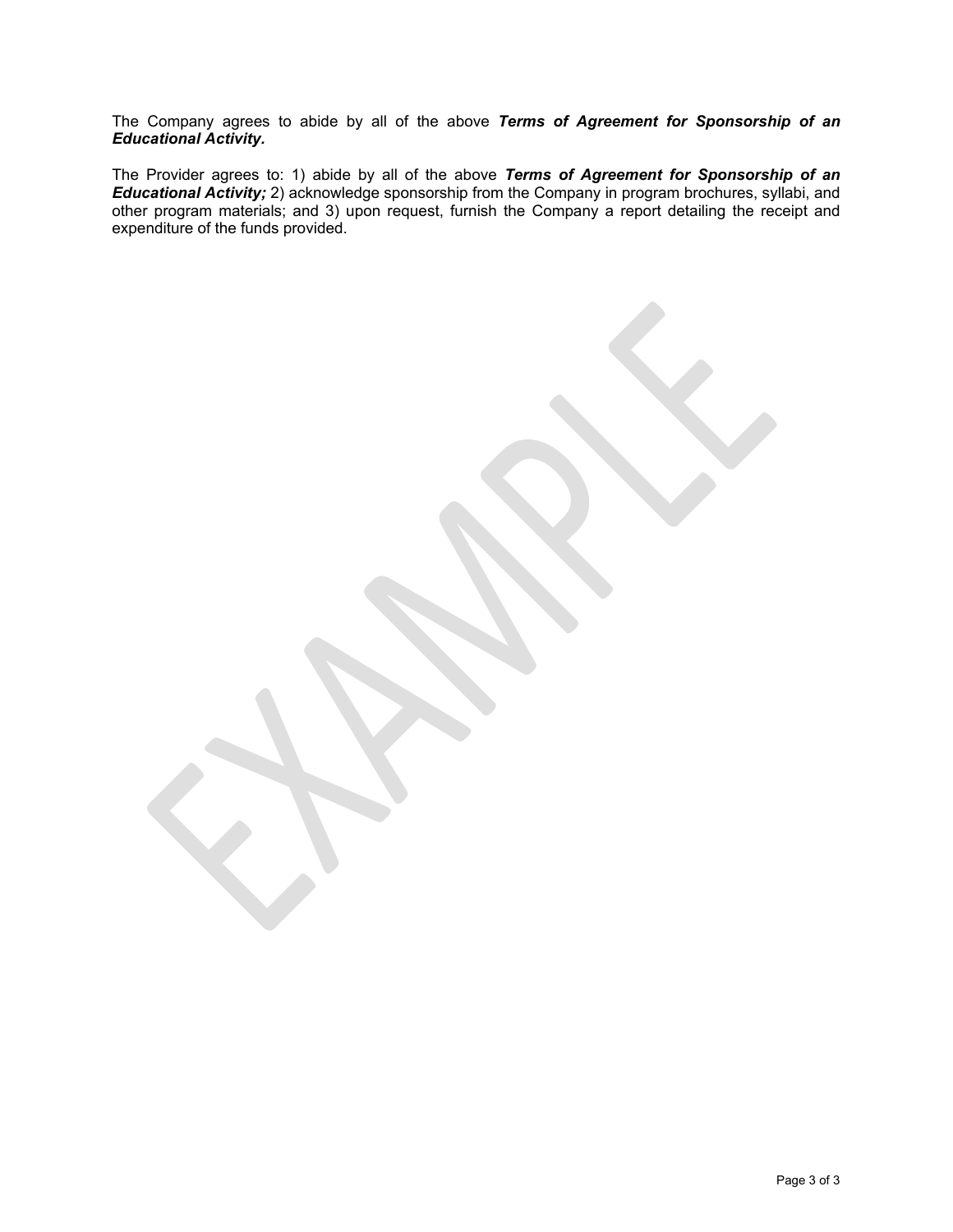The Company agrees to abide by all of the above ***Terms of Agreement for Sponsorship of an Educational Activity.***

The Provider agrees to: 1) abide by all of the above ***Terms of Agreement for Sponsorship of an Educational Activity;*** 2) acknowledge sponsorship from the Company in program brochures, syllabi, and other program materials; and 3) upon request, furnish the Company a report detailing the receipt and expenditure of the funds provided.